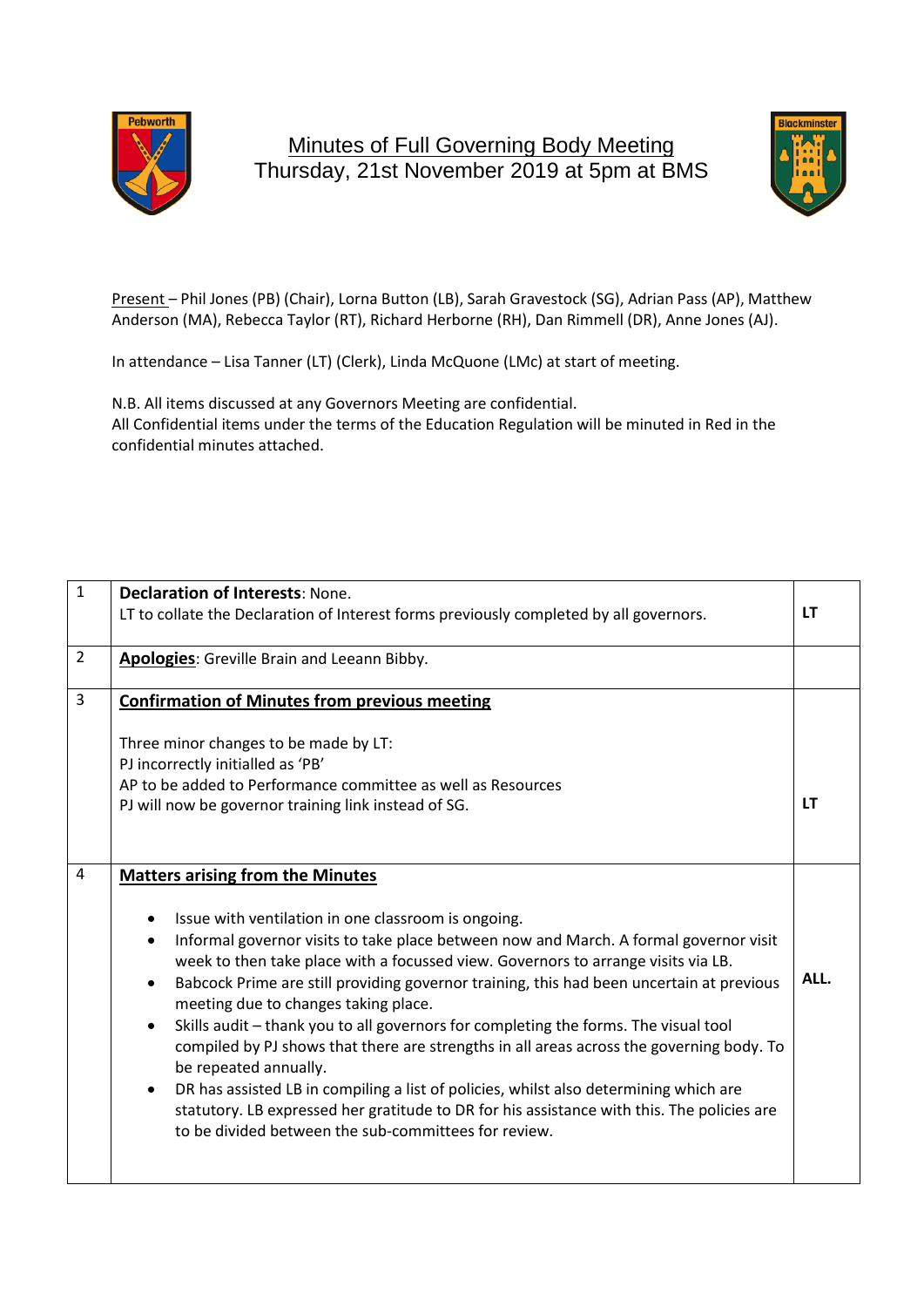# Minutes of Full Governing Body Meeting

Thursday, 21st November 2019 at 5pm at BMS

Present – Phil Jones (PB) (Chair), Lorna Button (LB), Sarah Gravestock (SG), Adrian Pass (AP), Matthew Anderson (MA), Rebecca Taylor (RT), Richard Herborne (RH), Dan Rimmell (DR), Anne Jones (AJ).

In attendance – Lisa Tanner (LT) (Clerk), Linda McQuone (LMc) at start of meeting.

N.B. All items discussed at any Governors Meeting are confidential.
All Confidential items under the terms of the Education Regulation will be minuted in Red in the confidential minutes attached.

| | | |
|---|---|---|
| 1 | **Declaration of Interests**: None.<br>LT to collate the Declaration of Interest forms previously completed by all governors. | **LT** |
| 2 | **Apologies**: Greville Brain and Leeann Bibby. | |
| 3 | **Confirmation of Minutes from previous meeting**<br><br>Three minor changes to be made by LT:<br>PJ incorrectly initialled as 'PB'<br>AP to be added to Performance committee as well as Resources<br>PJ will now be governor training link instead of SG. | **LT** |
| 4 | **Matters arising from the Minutes**<br><br>• Issue with ventilation in one classroom is ongoing.<br>• Informal governor visits to take place between now and March. A formal governor visit week to then take place with a focussed view. Governors to arrange visits via LB.<br>• Babcock Prime are still providing governor training, this had been uncertain at previous meeting due to changes taking place.<br>• Skills audit – thank you to all governors for completing the forms. The visual tool compiled by PJ shows that there are strengths in all areas across the governing body. To be repeated annually.<br>• DR has assisted LB in compiling a list of policies, whilst also determining which are statutory. LB expressed her gratitude to DR for his assistance with this. The policies are to be divided between the sub-committees for review. | **ALL.** |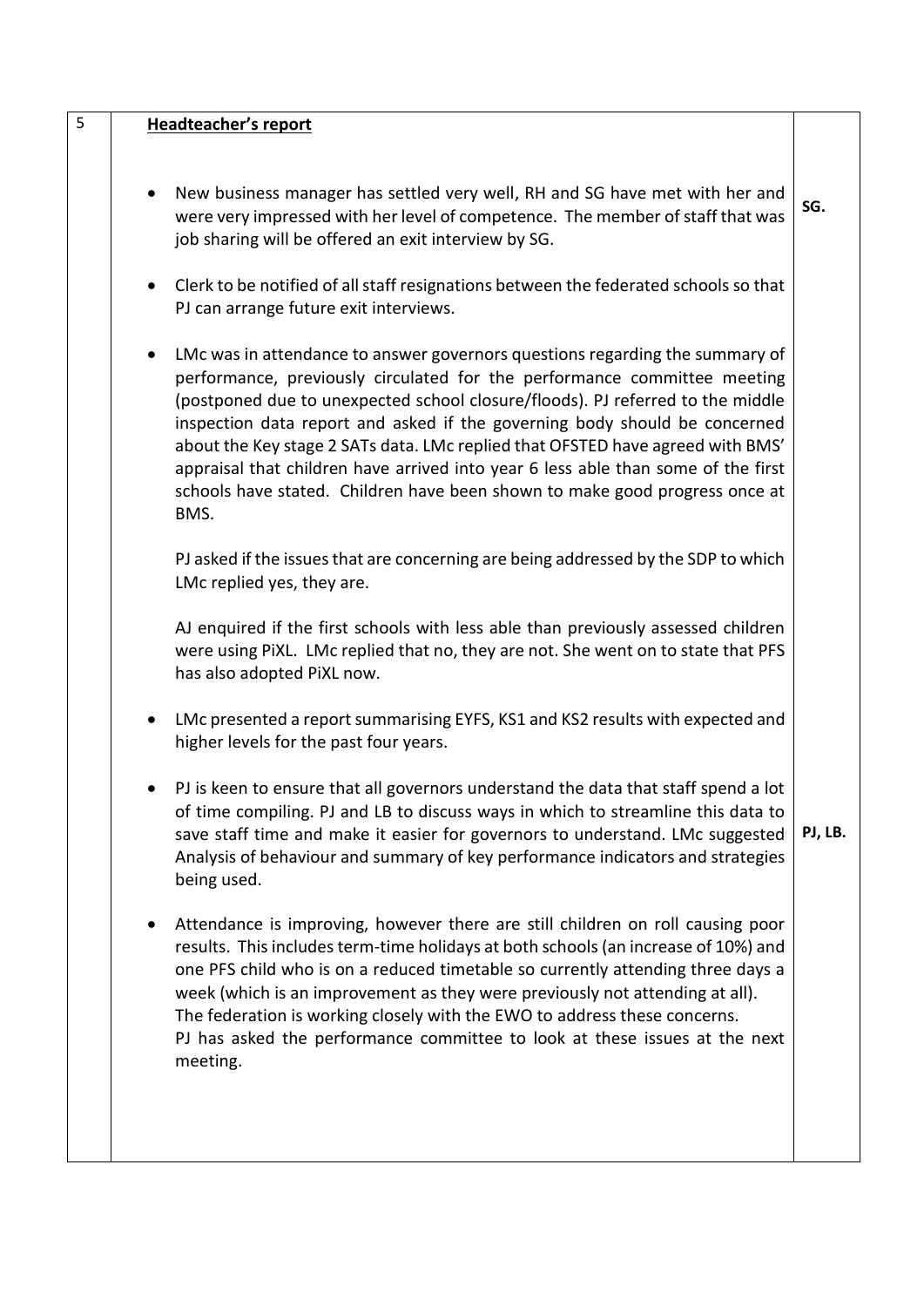| | | |
|---|---|---|
| 5 | **Headteacher's report**<br><br>• New business manager has settled very well, RH and SG have met with her and were very impressed with her level of competence. The member of staff that was job sharing will be offered an exit interview by SG.<br><br>• Clerk to be notified of all staff resignations between the federated schools so that PJ can arrange future exit interviews.<br><br>• LMc was in attendance to answer governors questions regarding the summary of performance, previously circulated for the performance committee meeting (postponed due to unexpected school closure/floods). PJ referred to the middle inspection data report and asked if the governing body should be concerned about the Key stage 2 SATs data. LMc replied that OFSTED have agreed with BMS' appraisal that children have arrived into year 6 less able than some of the first schools have stated. Children have been shown to make good progress once at BMS.<br><br>PJ asked if the issues that are concerning are being addressed by the SDP to which LMc replied yes, they are.<br><br>AJ enquired if the first schools with less able than previously assessed children were using PiXL. LMc replied that no, they are not. She went on to state that PFS has also adopted PiXL now.<br><br>• LMc presented a report summarising EYFS, KS1 and KS2 results with expected and higher levels for the past four years.<br><br>• PJ is keen to ensure that all governors understand the data that staff spend a lot of time compiling. PJ and LB to discuss ways in which to streamline this data to save staff time and make it easier for governors to understand. LMc suggested Analysis of behaviour and summary of key performance indicators and strategies being used.<br><br>• Attendance is improving, however there are still children on roll causing poor results. This includes term-time holidays at both schools (an increase of 10%) and one PFS child who is on a reduced timetable so currently attending three days a week (which is an improvement as they were previously not attending at all).<br>The federation is working closely with the EWO to address these concerns.<br>PJ has asked the performance committee to look at these issues at the next meeting. | **SG.**<br><br><br><br><br><br><br><br><br><br><br><br><br><br>**PJ, LB.** |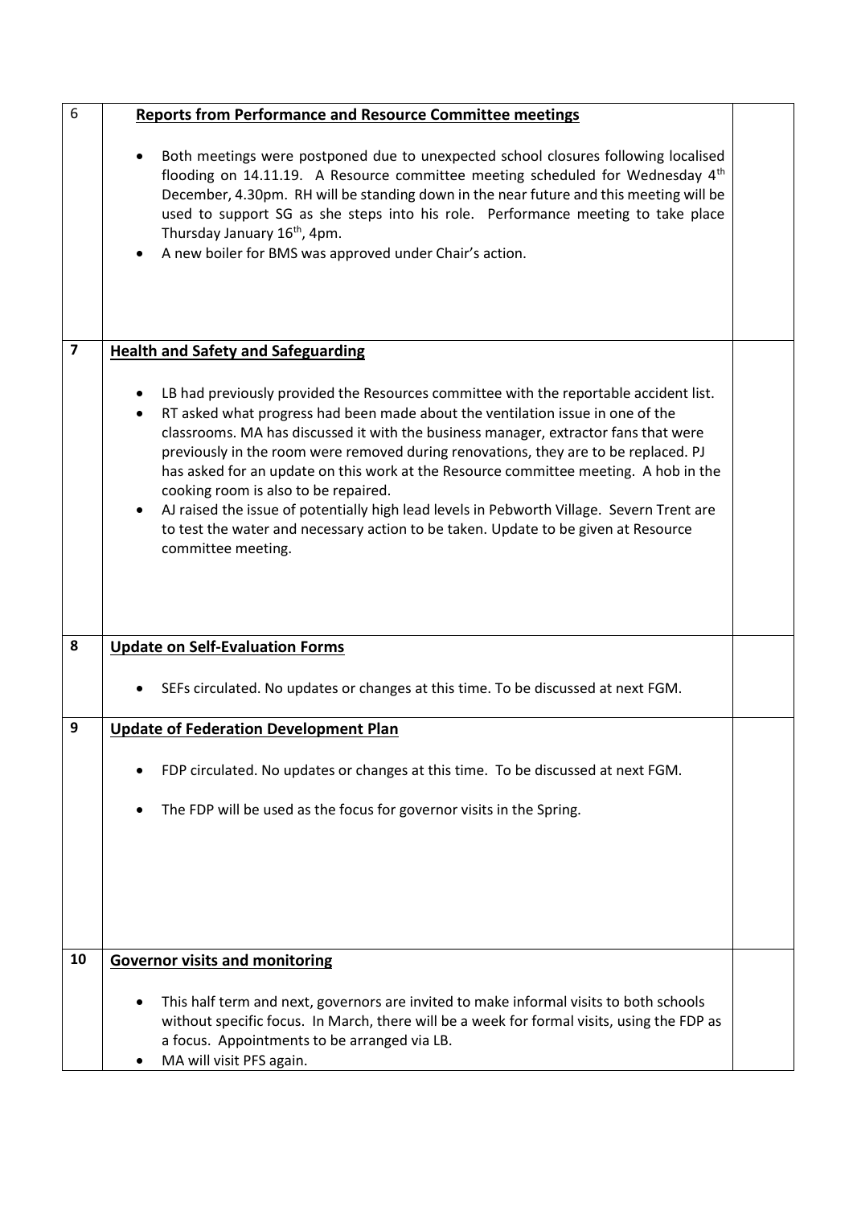| | | |
|---|---|---|
| 6 | **Reports from Performance and Resource Committee meetings**<br><br>• Both meetings were postponed due to unexpected school closures following localised flooding on 14.11.19. A Resource committee meeting scheduled for Wednesday 4th December, 4.30pm. RH will be standing down in the near future and this meeting will be used to support SG as she steps into his role. Performance meeting to take place Thursday January 16th, 4pm.<br>• A new boiler for BMS was approved under Chair's action. | |
| **7** | **Health and Safety and Safeguarding**<br><br>• LB had previously provided the Resources committee with the reportable accident list.<br>• RT asked what progress had been made about the ventilation issue in one of the classrooms. MA has discussed it with the business manager, extractor fans that were previously in the room were removed during renovations, they are to be replaced. PJ has asked for an update on this work at the Resource committee meeting. A hob in the cooking room is also to be repaired.<br>• AJ raised the issue of potentially high lead levels in Pebworth Village. Severn Trent are to test the water and necessary action to be taken. Update to be given at Resource committee meeting. | |
| **8** | **Update on Self-Evaluation Forms**<br><br>• SEFs circulated. No updates or changes at this time. To be discussed at next FGM. | |
| **9** | **Update of Federation Development Plan**<br><br>• FDP circulated. No updates or changes at this time. To be discussed at next FGM.<br><br>• The FDP will be used as the focus for governor visits in the Spring. | |
| **10** | **Governor visits and monitoring**<br><br>• This half term and next, governors are invited to make informal visits to both schools without specific focus. In March, there will be a week for formal visits, using the FDP as a focus. Appointments to be arranged via LB.<br>• MA will visit PFS again. | |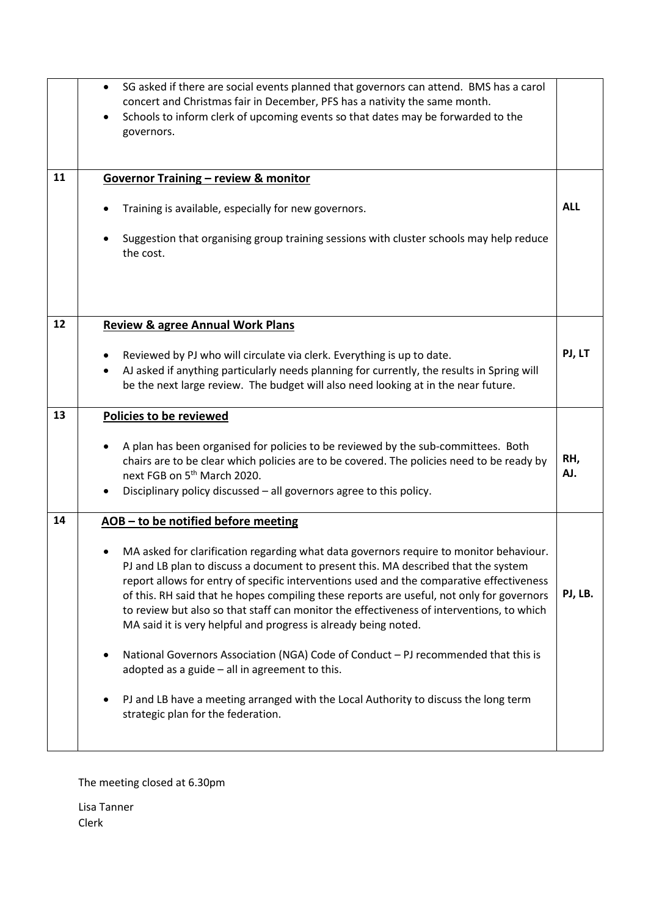| | | |
|---|---|---|
| | • SG asked if there are social events planned that governors can attend. BMS has a carol concert and Christmas fair in December, PFS has a nativity the same month.<br>• Schools to inform clerk of upcoming events so that dates may be forwarded to the governors. | |
| **11** | **<u>Governor Training – review & monitor</u>**<br><br>• Training is available, especially for new governors.<br><br>• Suggestion that organising group training sessions with cluster schools may help reduce the cost. | **ALL** |
| **12** | **<u>Review & agree Annual Work Plans</u>**<br><br>• Reviewed by PJ who will circulate via clerk. Everything is up to date.<br>• AJ asked if anything particularly needs planning for currently, the results in Spring will be the next large review. The budget will also need looking at in the near future. | **PJ, LT** |
| **13** | **<u>Policies to be reviewed</u>**<br><br>• A plan has been organised for policies to be reviewed by the sub-committees. Both chairs are to be clear which policies are to be covered. The policies need to be ready by next FGB on 5th March 2020.<br>• Disciplinary policy discussed – all governors agree to this policy. | **RH, AJ.** |
| **14** | **<u>AOB – to be notified before meeting</u>**<br><br>• MA asked for clarification regarding what data governors require to monitor behaviour. PJ and LB plan to discuss a document to present this. MA described that the system report allows for entry of specific interventions used and the comparative effectiveness of this. RH said that he hopes compiling these reports are useful, not only for governors to review but also so that staff can monitor the effectiveness of interventions, to which MA said it is very helpful and progress is already being noted.<br><br>• National Governors Association (NGA) Code of Conduct – PJ recommended that this is adopted as a guide – all in agreement to this.<br><br>• PJ and LB have a meeting arranged with the Local Authority to discuss the long term strategic plan for the federation. | **PJ, LB.** |

The meeting closed at 6.30pm

Lisa Tanner
Clerk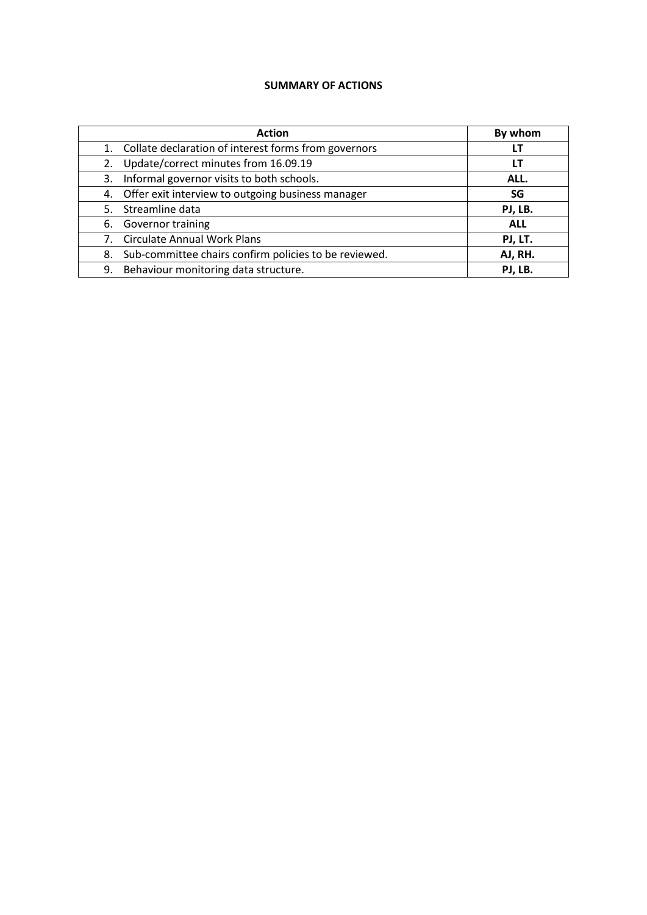**SUMMARY OF ACTIONS**

| Action | By whom |
|---|---|
| 1. Collate declaration of interest forms from governors | **LT** |
| 2. Update/correct minutes from 16.09.19 | **LT** |
| 3. Informal governor visits to both schools. | **ALL.** |
| 4. Offer exit interview to outgoing business manager | **SG** |
| 5. Streamline data | **PJ, LB.** |
| 6. Governor training | **ALL** |
| 7. Circulate Annual Work Plans | **PJ, LT.** |
| 8. Sub-committee chairs confirm policies to be reviewed. | **AJ, RH.** |
| 9. Behaviour monitoring data structure. | **PJ, LB.** |